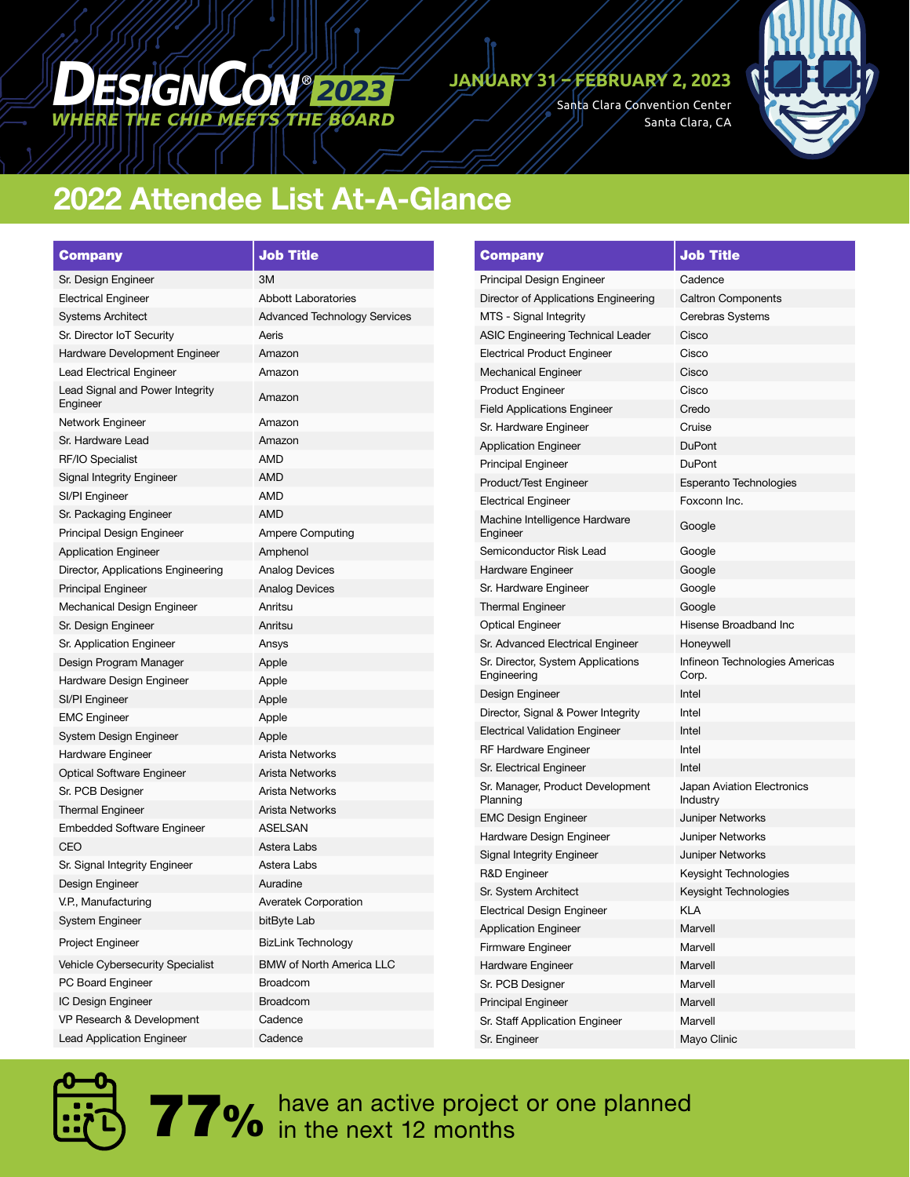# DesignCon® 2023

*WHERE THE CHIP MEETS THE BOARD*

**JANUARY 31 – FEBRUARY 2, 2023**

Santa Clara Convention Center
Santa Clara, CA

## 2022 Attendee List At-A-Glance

| Company | Job Title |
|---|---|
| Sr. Design Engineer | 3M |
| Electrical Engineer | Abbott Laboratories |
| Systems Architect | Advanced Technology Services |
| Sr. Director IoT Security | Aeris |
| Hardware Development Engineer | Amazon |
| Lead Electrical Engineer | Amazon |
| Lead Signal and Power Integrity Engineer | Amazon |
| Network Engineer | Amazon |
| Sr. Hardware Lead | Amazon |
| RF/IO Specialist | AMD |
| Signal Integrity Engineer | AMD |
| SI/PI Engineer | AMD |
| Sr. Packaging Engineer | AMD |
| Principal Design Engineer | Ampere Computing |
| Application Engineer | Amphenol |
| Director, Applications Engineering | Analog Devices |
| Principal Engineer | Analog Devices |
| Mechanical Design Engineer | Anritsu |
| Sr. Design Engineer | Anritsu |
| Sr. Application Engineer | Ansys |
| Design Program Manager | Apple |
| Hardware Design Engineer | Apple |
| SI/PI Engineer | Apple |
| EMC Engineer | Apple |
| System Design Engineer | Apple |
| Hardware Engineer | Arista Networks |
| Optical Software Engineer | Arista Networks |
| Sr. PCB Designer | Arista Networks |
| Thermal Engineer | Arista Networks |
| Embedded Software Engineer | ASELSAN |
| CEO | Astera Labs |
| Sr. Signal Integrity Engineer | Astera Labs |
| Design Engineer | Auradine |
| V.P., Manufacturing | Averatek Corporation |
| System Engineer | bitByte Lab |
| Project Engineer | BizLink Technology |
| Vehicle Cybersecurity Specialist | BMW of North America LLC |
| PC Board Engineer | Broadcom |
| IC Design Engineer | Broadcom |
| VP Research & Development | Cadence |
| Lead Application Engineer | Cadence |

| Company | Job Title |
|---|---|
| Principal Design Engineer | Cadence |
| Director of Applications Engineering | Caltron Components |
| MTS - Signal Integrity | Cerebras Systems |
| ASIC Engineering Technical Leader | Cisco |
| Electrical Product Engineer | Cisco |
| Mechanical Engineer | Cisco |
| Product Engineer | Cisco |
| Field Applications Engineer | Credo |
| Sr. Hardware Engineer | Cruise |
| Application Engineer | DuPont |
| Principal Engineer | DuPont |
| Product/Test Engineer | Esperanto Technologies |
| Electrical Engineer | Foxconn Inc. |
| Machine Intelligence Hardware Engineer | Google |
| Semiconductor Risk Lead | Google |
| Hardware Engineer | Google |
| Sr. Hardware Engineer | Google |
| Thermal Engineer | Google |
| Optical Engineer | Hisense Broadband Inc |
| Sr. Advanced Electrical Engineer | Honeywell |
| Sr. Director, System Applications Engineering | Infineon Technologies Americas Corp. |
| Design Engineer | Intel |
| Director, Signal & Power Integrity | Intel |
| Electrical Validation Engineer | Intel |
| RF Hardware Engineer | Intel |
| Sr. Electrical Engineer | Intel |
| Sr. Manager, Product Development Planning | Japan Aviation Electronics Industry |
| EMC Design Engineer | Juniper Networks |
| Hardware Design Engineer | Juniper Networks |
| Signal Integrity Engineer | Juniper Networks |
| R&D Engineer | Keysight Technologies |
| Sr. System Architect | Keysight Technologies |
| Electrical Design Engineer | KLA |
| Application Engineer | Marvell |
| Firmware Engineer | Marvell |
| Hardware Engineer | Marvell |
| Sr. PCB Designer | Marvell |
| Principal Engineer | Marvell |
| Sr. Staff Application Engineer | Marvell |
| Sr. Engineer | Mayo Clinic |

**77%** have an active project or one planned in the next 12 months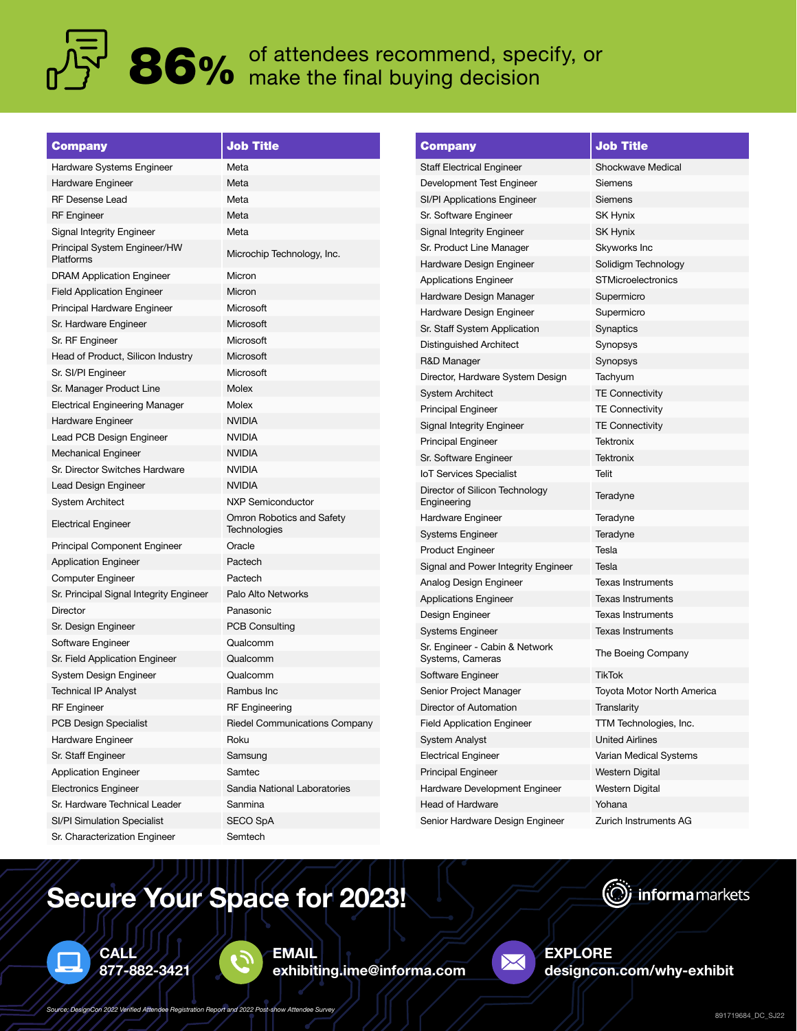# 86% of attendees recommend, specify, or make the final buying decision

| Company | Job Title |
|---|---|
| Hardware Systems Engineer | Meta |
| Hardware Engineer | Meta |
| RF Desense Lead | Meta |
| RF Engineer | Meta |
| Signal Integrity Engineer | Meta |
| Principal System Engineer/HW Platforms | Microchip Technology, Inc. |
| DRAM Application Engineer | Micron |
| Field Application Engineer | Micron |
| Principal Hardware Engineer | Microsoft |
| Sr. Hardware Engineer | Microsoft |
| Sr. RF Engineer | Microsoft |
| Head of Product, Silicon Industry | Microsoft |
| Sr. SI/PI Engineer | Microsoft |
| Sr. Manager Product Line | Molex |
| Electrical Engineering Manager | Molex |
| Hardware Engineer | NVIDIA |
| Lead PCB Design Engineer | NVIDIA |
| Mechanical Engineer | NVIDIA |
| Sr. Director Switches Hardware | NVIDIA |
| Lead Design Engineer | NVIDIA |
| System Architect | NXP Semiconductor |
| Electrical Engineer | Omron Robotics and Safety Technologies |
| Principal Component Engineer | Oracle |
| Application Engineer | Pactech |
| Computer Engineer | Pactech |
| Sr. Principal Signal Integrity Engineer | Palo Alto Networks |
| Director | Panasonic |
| Sr. Design Engineer | PCB Consulting |
| Software Engineer | Qualcomm |
| Sr. Field Application Engineer | Qualcomm |
| System Design Engineer | Qualcomm |
| Technical IP Analyst | Rambus Inc |
| RF Engineer | RF Engineering |
| PCB Design Specialist | Riedel Communications Company |
| Hardware Engineer | Roku |
| Sr. Staff Engineer | Samsung |
| Application Engineer | Samtec |
| Electronics Engineer | Sandia National Laboratories |
| Sr. Hardware Technical Leader | Sanmina |
| SI/PI Simulation Specialist | SECO SpA |
| Sr. Characterization Engineer | Semtech |

| Company | Job Title |
|---|---|
| Staff Electrical Engineer | Shockwave Medical |
| Development Test Engineer | Siemens |
| SI/PI Applications Engineer | Siemens |
| Sr. Software Engineer | SK Hynix |
| Signal Integrity Engineer | SK Hynix |
| Sr. Product Line Manager | Skyworks Inc |
| Hardware Design Engineer | Solidigm Technology |
| Applications Engineer | STMicroelectronics |
| Hardware Design Manager | Supermicro |
| Hardware Design Engineer | Supermicro |
| Sr. Staff System Application | Synaptics |
| Distinguished Architect | Synopsys |
| R&D Manager | Synopsys |
| Director, Hardware System Design | Tachyum |
| System Architect | TE Connectivity |
| Principal Engineer | TE Connectivity |
| Signal Integrity Engineer | TE Connectivity |
| Principal Engineer | Tektronix |
| Sr. Software Engineer | Tektronix |
| IoT Services Specialist | Telit |
| Director of Silicon Technology Engineering | Teradyne |
| Hardware Engineer | Teradyne |
| Systems Engineer | Teradyne |
| Product Engineer | Tesla |
| Signal and Power Integrity Engineer | Tesla |
| Analog Design Engineer | Texas Instruments |
| Applications Engineer | Texas Instruments |
| Design Engineer | Texas Instruments |
| Systems Engineer | Texas Instruments |
| Sr. Engineer - Cabin & Network Systems, Cameras | The Boeing Company |
| Software Engineer | TikTok |
| Senior Project Manager | Toyota Motor North America |
| Director of Automation | Translarity |
| Field Application Engineer | TTM Technologies, Inc. |
| System Analyst | United Airlines |
| Electrical Engineer | Varian Medical Systems |
| Principal Engineer | Western Digital |
| Hardware Development Engineer | Western Digital |
| Head of Hardware | Yohana |
| Senior Hardware Design Engineer | Zurich Instruments AG |

## Secure Your Space for 2023!

informa markets

**CALL**
877-882-3421

**EMAIL**
exhibiting.ime@informa.com

**EXPLORE**
designcon.com/why-exhibit

*Source: DesignCon 2022 Verified Attendee Registration Report and 2022 Post-show Attendee Survey*

891719684_DC_SJ22